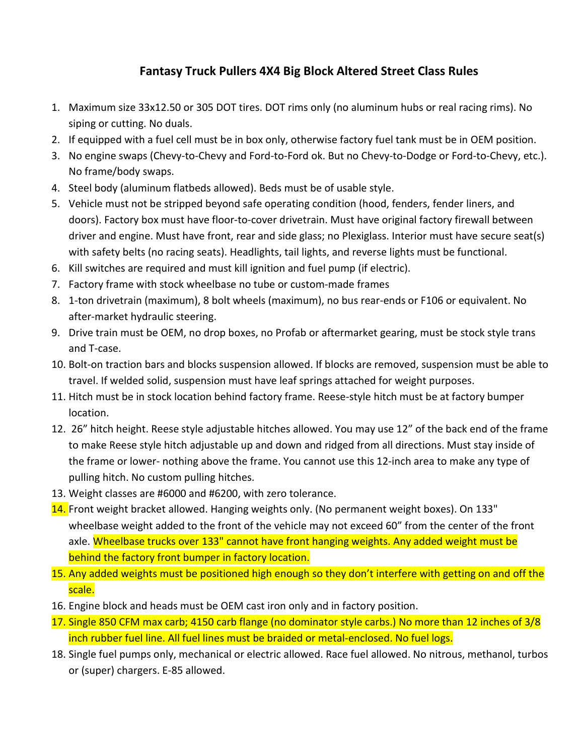# Fantasy Truck Pullers 4X4 Big Block Altered Street Class Rules

1. Maximum size 33x12.50 or 305 DOT tires. DOT rims only (no aluminum hubs or real racing rims). No siping or cutting. No duals.
2. If equipped with a fuel cell must be in box only, otherwise factory fuel tank must be in OEM position.
3. No engine swaps (Chevy-to-Chevy and Ford-to-Ford ok. But no Chevy-to-Dodge or Ford-to-Chevy, etc.). No frame/body swaps.
4. Steel body (aluminum flatbeds allowed). Beds must be of usable style.
5. Vehicle must not be stripped beyond safe operating condition (hood, fenders, fender liners, and doors). Factory box must have floor-to-cover drivetrain. Must have original factory firewall between driver and engine. Must have front, rear and side glass; no Plexiglass. Interior must have secure seat(s) with safety belts (no racing seats). Headlights, tail lights, and reverse lights must be functional.
6. Kill switches are required and must kill ignition and fuel pump (if electric).
7. Factory frame with stock wheelbase no tube or custom-made frames
8. 1-ton drivetrain (maximum), 8 bolt wheels (maximum), no bus rear-ends or F106 or equivalent. No after-market hydraulic steering.
9. Drive train must be OEM, no drop boxes, no Profab or aftermarket gearing, must be stock style trans and T-case.
10. Bolt-on traction bars and blocks suspension allowed. If blocks are removed, suspension must be able to travel. If welded solid, suspension must have leaf springs attached for weight purposes.
11. Hitch must be in stock location behind factory frame. Reese-style hitch must be at factory bumper location.
12. 26" hitch height. Reese style adjustable hitches allowed. You may use 12" of the back end of the frame to make Reese style hitch adjustable up and down and ridged from all directions. Must stay inside of the frame or lower- nothing above the frame. You cannot use this 12-inch area to make any type of pulling hitch. No custom pulling hitches.
13. Weight classes are #6000 and #6200, with zero tolerance.
14. Front weight bracket allowed. Hanging weights only. (No permanent weight boxes). On 133" wheelbase weight added to the front of the vehicle may not exceed 60" from the center of the front axle. Wheelbase trucks over 133" cannot have front hanging weights. Any added weight must be behind the factory front bumper in factory location.
15. Any added weights must be positioned high enough so they don't interfere with getting on and off the scale.
16. Engine block and heads must be OEM cast iron only and in factory position.
17. Single 850 CFM max carb; 4150 carb flange (no dominator style carbs.) No more than 12 inches of 3/8 inch rubber fuel line. All fuel lines must be braided or metal-enclosed. No fuel logs.
18. Single fuel pumps only, mechanical or electric allowed. Race fuel allowed. No nitrous, methanol, turbos or (super) chargers. E-85 allowed.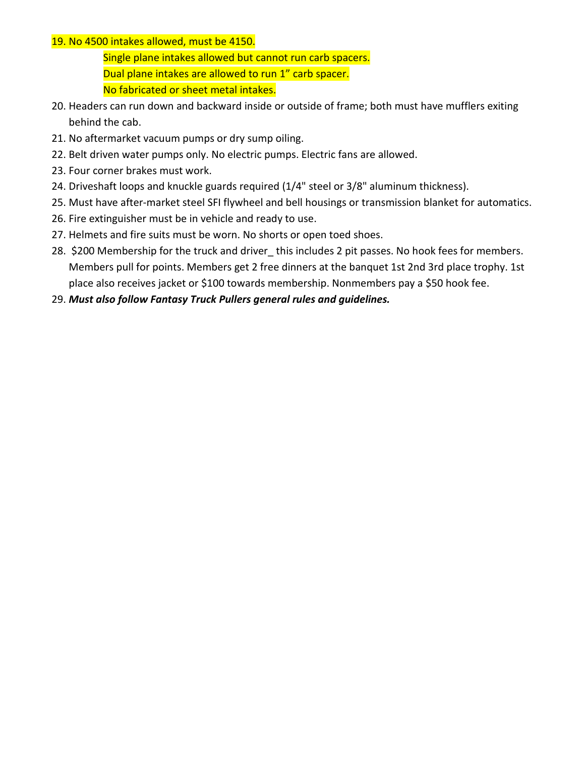19. No 4500 intakes allowed, must be 4150.

    Single plane intakes allowed but cannot run carb spacers.

    Dual plane intakes are allowed to run 1" carb spacer.

    No fabricated or sheet metal intakes.

20. Headers can run down and backward inside or outside of frame; both must have mufflers exiting behind the cab.
21. No aftermarket vacuum pumps or dry sump oiling.
22. Belt driven water pumps only. No electric pumps. Electric fans are allowed.
23. Four corner brakes must work.
24. Driveshaft loops and knuckle guards required (1/4" steel or 3/8" aluminum thickness).
25. Must have after-market steel SFI flywheel and bell housings or transmission blanket for automatics.
26. Fire extinguisher must be in vehicle and ready to use.
27. Helmets and fire suits must be worn. No shorts or open toed shoes.
28. $200 Membership for the truck and driver_ this includes 2 pit passes. No hook fees for members. Members pull for points. Members get 2 free dinners at the banquet 1st 2nd 3rd place trophy. 1st place also receives jacket or $100 towards membership. Nonmembers pay a $50 hook fee.
29. ***Must also follow Fantasy Truck Pullers general rules and guidelines.***